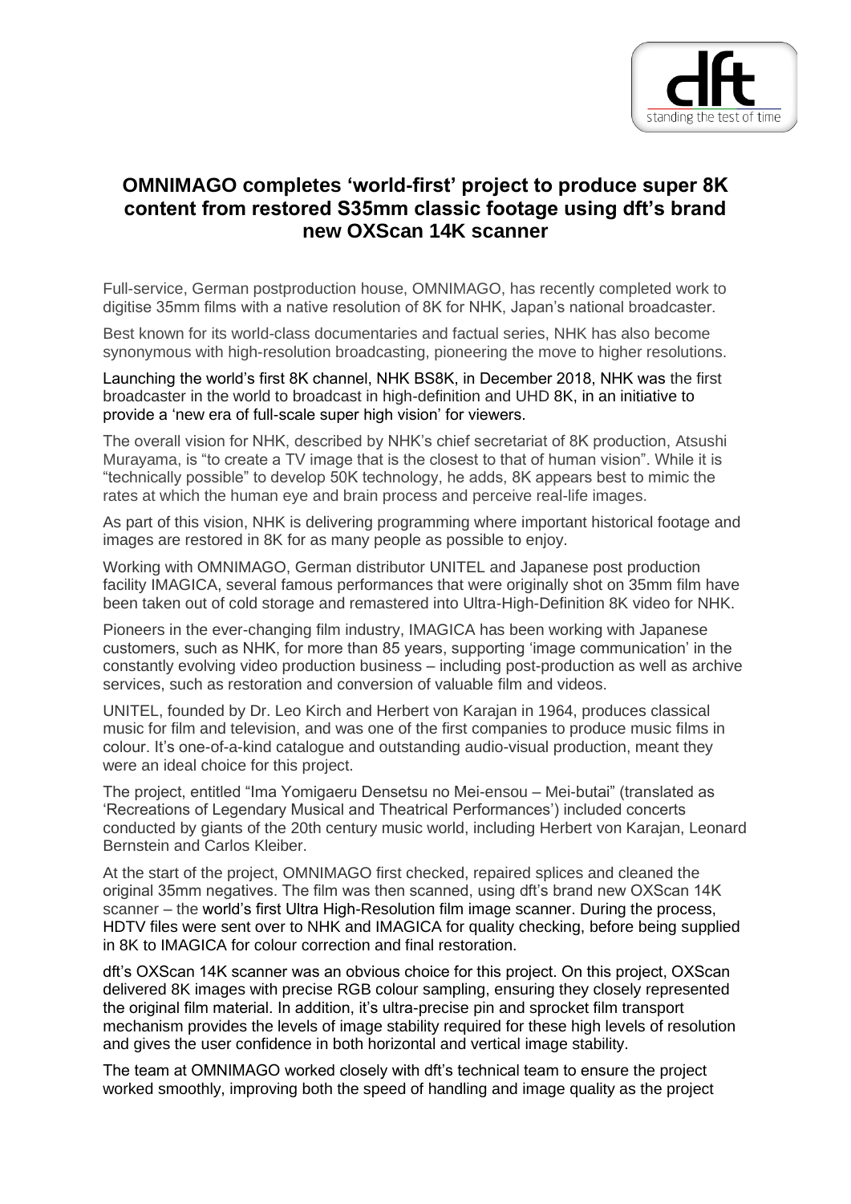# OMNIMAGO completes 'world-first' project to produce super 8K content from restored S35mm classic footage using dft's brand new OXScan 14K scanner

Full-service, German postproduction house, OMNIMAGO, has recently completed work to digitise 35mm films with a native resolution of 8K for NHK, Japan's national broadcaster.

Best known for its world-class documentaries and factual series, NHK has also become synonymous with high-resolution broadcasting, pioneering the move to higher resolutions.

Launching the world's first 8K channel, NHK BS8K, in December 2018, NHK was the first broadcaster in the world to broadcast in high-definition and UHD 8K, in an initiative to provide a 'new era of full-scale super high vision' for viewers.

The overall vision for NHK, described by NHK's chief secretariat of 8K production, Atsushi Murayama, is "to create a TV image that is the closest to that of human vision". While it is "technically possible" to develop 50K technology, he adds, 8K appears best to mimic the rates at which the human eye and brain process and perceive real-life images.

As part of this vision, NHK is delivering programming where important historical footage and images are restored in 8K for as many people as possible to enjoy.

Working with OMNIMAGO, German distributor UNITEL and Japanese post production facility IMAGICA, several famous performances that were originally shot on 35mm film have been taken out of cold storage and remastered into Ultra-High-Definition 8K video for NHK.

Pioneers in the ever-changing film industry, IMAGICA has been working with Japanese customers, such as NHK, for more than 85 years, supporting 'image communication' in the constantly evolving video production business – including post-production as well as archive services, such as restoration and conversion of valuable film and videos.

UNITEL, founded by Dr. Leo Kirch and Herbert von Karajan in 1964, produces classical music for film and television, and was one of the first companies to produce music films in colour. It's one-of-a-kind catalogue and outstanding audio-visual production, meant they were an ideal choice for this project.

The project, entitled "Ima Yomigaeru Densetsu no Mei-ensou – Mei-butai" (translated as 'Recreations of Legendary Musical and Theatrical Performances') included concerts conducted by giants of the 20th century music world, including Herbert von Karajan, Leonard Bernstein and Carlos Kleiber.

At the start of the project, OMNIMAGO first checked, repaired splices and cleaned the original 35mm negatives. The film was then scanned, using dft's brand new OXScan 14K scanner – the world's first Ultra High-Resolution film image scanner. During the process, HDTV files were sent over to NHK and IMAGICA for quality checking, before being supplied in 8K to IMAGICA for colour correction and final restoration.

dft's OXScan 14K scanner was an obvious choice for this project. On this project, OXScan delivered 8K images with precise RGB colour sampling, ensuring they closely represented the original film material. In addition, it's ultra-precise pin and sprocket film transport mechanism provides the levels of image stability required for these high levels of resolution and gives the user confidence in both horizontal and vertical image stability.

The team at OMNIMAGO worked closely with dft's technical team to ensure the project worked smoothly, improving both the speed of handling and image quality as the project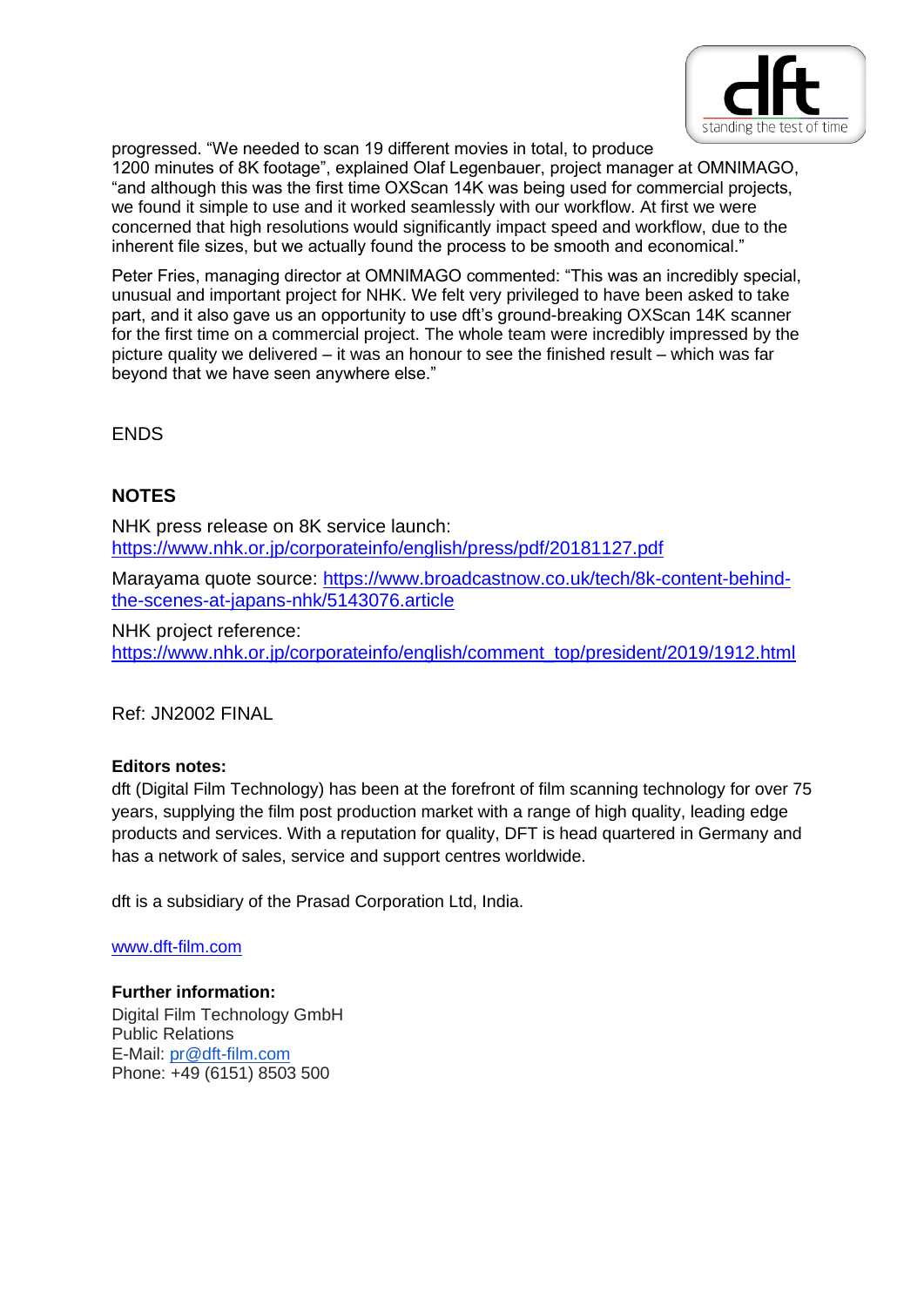progressed. "We needed to scan 19 different movies in total, to produce 1200 minutes of 8K footage", explained Olaf Legenbauer, project manager at OMNIMAGO, "and although this was the first time OXScan 14K was being used for commercial projects, we found it simple to use and it worked seamlessly with our workflow. At first we were concerned that high resolutions would significantly impact speed and workflow, due to the inherent file sizes, but we actually found the process to be smooth and economical."

Peter Fries, managing director at OMNIMAGO commented: "This was an incredibly special, unusual and important project for NHK. We felt very privileged to have been asked to take part, and it also gave us an opportunity to use dft's ground-breaking OXScan 14K scanner for the first time on a commercial project. The whole team were incredibly impressed by the picture quality we delivered – it was an honour to see the finished result – which was far beyond that we have seen anywhere else."

ENDS

## NOTES

NHK press release on 8K service launch: https://www.nhk.or.jp/corporateinfo/english/press/pdf/20181127.pdf

Marayama quote source: https://www.broadcastnow.co.uk/tech/8k-content-behind-the-scenes-at-japans-nhk/5143076.article

NHK project reference: https://www.nhk.or.jp/corporateinfo/english/comment_top/president/2019/1912.html

Ref: JN2002 FINAL

**Editors notes:**

dft (Digital Film Technology) has been at the forefront of film scanning technology for over 75 years, supplying the film post production market with a range of high quality, leading edge products and services. With a reputation for quality, DFT is head quartered in Germany and has a network of sales, service and support centres worldwide.

dft is a subsidiary of the Prasad Corporation Ltd, India.

www.dft-film.com

**Further information:**

Digital Film Technology GmbH
Public Relations
E-Mail: pr@dft-film.com
Phone: +49 (6151) 8503 500